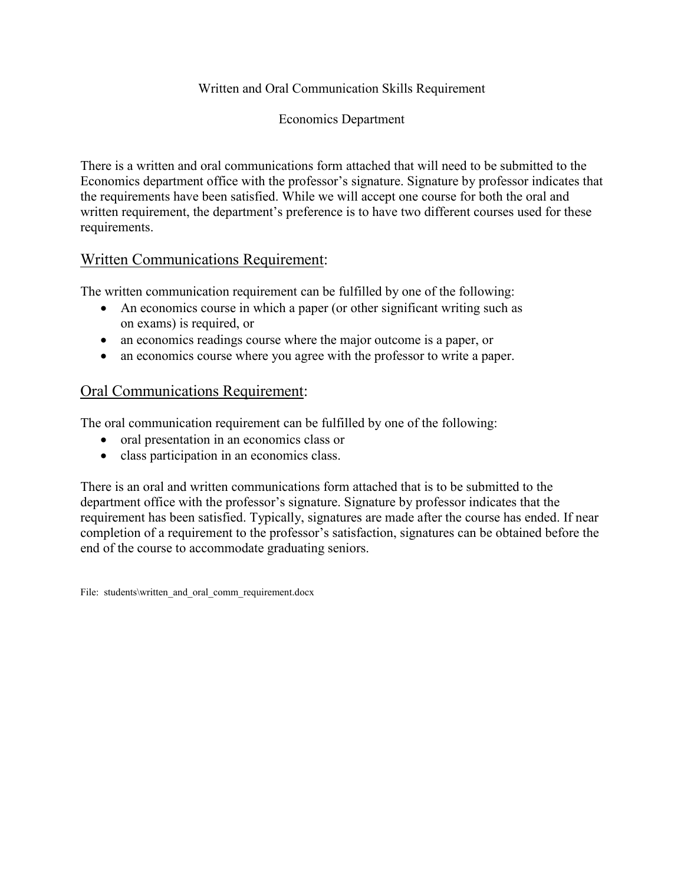# Written and Oral Communication Skills Requirement

## Economics Department

There is a written and oral communications form attached that will need to be submitted to the Economics department office with the professor's signature. Signature by professor indicates that the requirements have been satisfied. While we will accept one course for both the oral and written requirement, the department's preference is to have two different courses used for these requirements.

## Written Communications Requirement:

The written communication requirement can be fulfilled by one of the following:

- An economics course in which a paper (or other significant writing such as on exams) is required, or
- an economics readings course where the major outcome is a paper, or
- an economics course where you agree with the professor to write a paper.

## Oral Communications Requirement:

The oral communication requirement can be fulfilled by one of the following:

- oral presentation in an economics class or
- class participation in an economics class.

There is an oral and written communications form attached that is to be submitted to the department office with the professor's signature. Signature by professor indicates that the requirement has been satisfied. Typically, signatures are made after the course has ended. If near completion of a requirement to the professor's satisfaction, signatures can be obtained before the end of the course to accommodate graduating seniors.

File: students\written_and_oral_comm_requirement.docx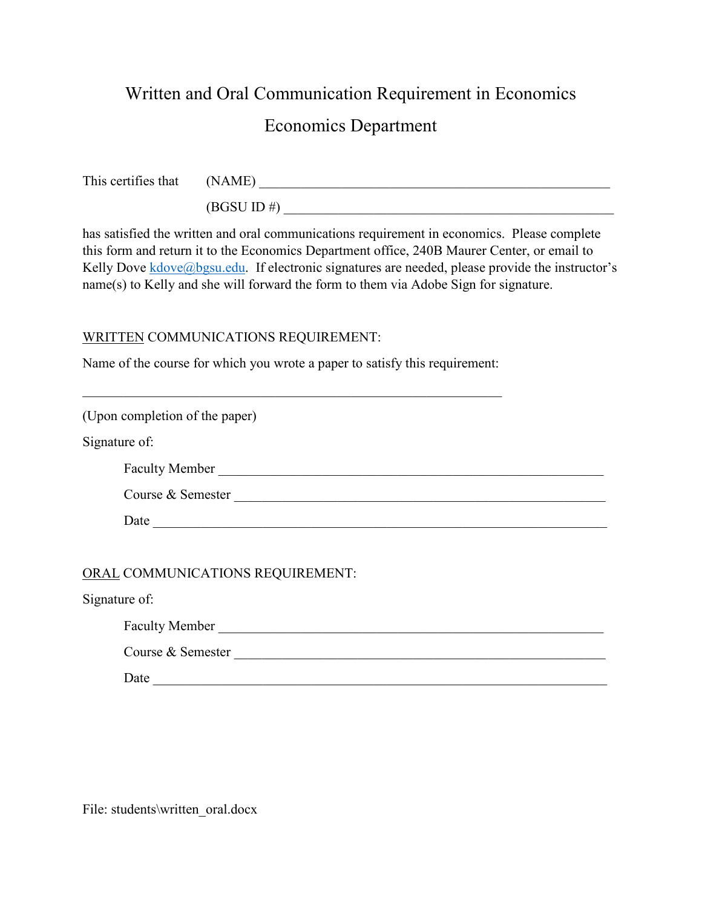# Written and Oral Communication Requirement in Economics

## Economics Department

This certifies that (NAME) ____________________________________________________

(BGSU ID #) ________________________________________________

has satisfied the written and oral communications requirement in economics. Please complete this form and return it to the Economics Department office, 240B Maurer Center, or email to Kelly Dove kdove@bgsu.edu. If electronic signatures are needed, please provide the instructor's name(s) to Kelly and she will forward the form to them via Adobe Sign for signature.

<u>WRITTEN</u> COMMUNICATIONS REQUIREMENT:

Name of the course for which you wrote a paper to satisfy this requirement:

______________________________________________________________

(Upon completion of the paper)

Signature of:

Faculty Member _________________________________________________________

Course & Semester ______________________________________________________

Date _________________________________________________________________

<u>ORAL</u> COMMUNICATIONS REQUIREMENT:

Signature of:

Faculty Member _________________________________________________________

Course & Semester ______________________________________________________

Date _________________________________________________________________

File: students\written_oral.docx